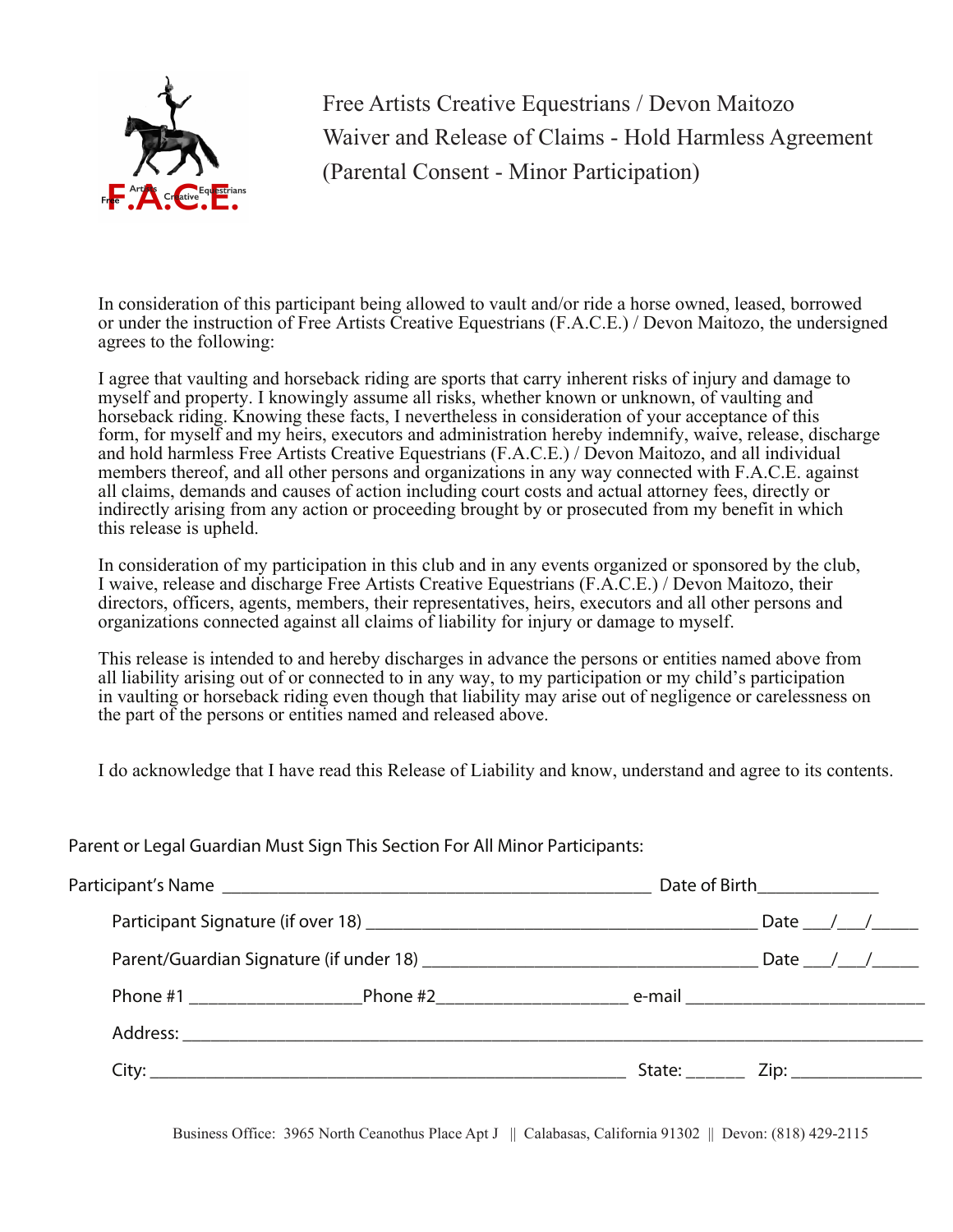F.A.C.E. Free Artists Creative Equestrians

# Free Artists Creative Equestrians / Devon Maitozo
## Waiver and Release of Claims - Hold Harmless Agreement
## (Parental Consent - Minor Participation)

In consideration of this participant being allowed to vault and/or ride a horse owned, leased, borrowed or under the instruction of Free Artists Creative Equestrians (F.A.C.E.) / Devon Maitozo, the undersigned agrees to the following:

I agree that vaulting and horseback riding are sports that carry inherent risks of injury and damage to myself and property. I knowingly assume all risks, whether known or unknown, of vaulting and horseback riding. Knowing these facts, I nevertheless in consideration of your acceptance of this form, for myself and my heirs, executors and administration hereby indemnify, waive, release, discharge and hold harmless Free Artists Creative Equestrians (F.A.C.E.) / Devon Maitozo, and all individual members thereof, and all other persons and organizations in any way connected with F.A.C.E. against all claims, demands and causes of action including court costs and actual attorney fees, directly or indirectly arising from any action or proceeding brought by or prosecuted from my benefit in which this release is upheld.

In consideration of my participation in this club and in any events organized or sponsored by the club, I waive, release and discharge Free Artists Creative Equestrians (F.A.C.E.) / Devon Maitozo, their directors, officers, agents, members, their representatives, heirs, executors and all other persons and organizations connected against all claims of liability for injury or damage to myself.

This release is intended to and hereby discharges in advance the persons or entities named above from all liability arising out of or connected to in any way, to my participation or my child's participation in vaulting or horseback riding even though that liability may arise out of negligence or carelessness on the part of the persons or entities named and released above.

I do acknowledge that I have read this Release of Liability and know, understand and agree to its contents.

Parent or Legal Guardian Must Sign This Section For All Minor Participants:

Participant's Name ______________________________________________ Date of Birth____________

Participant Signature (if over 18) ___________________________________________ Date ___/___/_____

Parent/Guardian Signature (if under 18) ____________________________________ Date ___/___/_____

Phone #1 __________________Phone #2____________________ e-mail _________________________

Address: ___________________________________________________________________________

City: ____________________________________________________ State: ______ Zip: ______________

Business Office: 3965 North Ceanothus Place Apt J || Calabasas, California 91302 || Devon: (818) 429-2115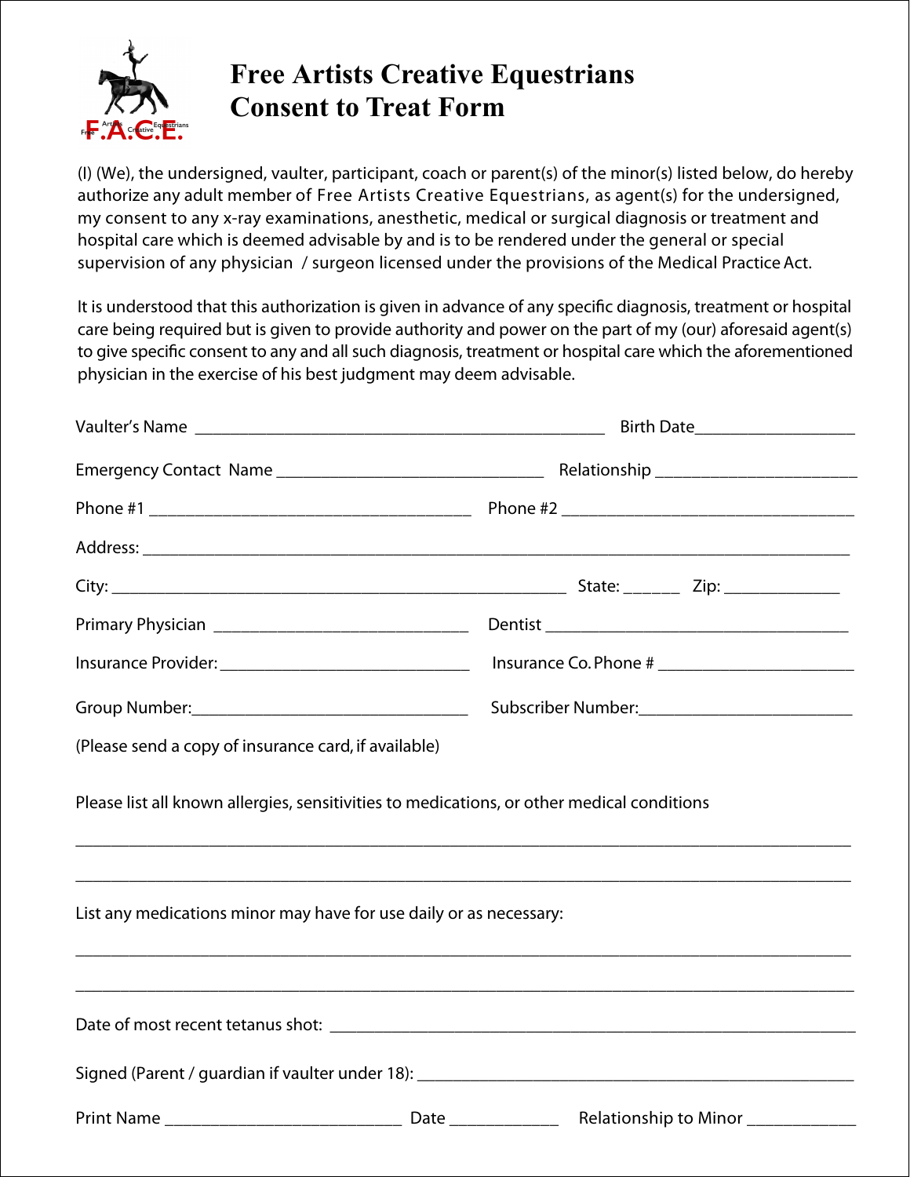# Free Artists Creative Equestrians Consent to Treat Form

(I) (We), the undersigned, vaulter, participant, coach or parent(s) of the minor(s) listed below, do hereby authorize any adult member of Free Artists Creative Equestrians, as agent(s) for the undersigned, my consent to any x-ray examinations, anesthetic, medical or surgical diagnosis or treatment and hospital care which is deemed advisable by and is to be rendered under the general or special supervision of any physician / surgeon licensed under the provisions of the Medical Practice Act.

It is understood that this authorization is given in advance of any specific diagnosis, treatment or hospital care being required but is given to provide authority and power on the part of my (our) aforesaid agent(s) to give specific consent to any and all such diagnosis, treatment or hospital care which the aforementioned physician in the exercise of his best judgment may deem advisable.

Vaulter's Name ______________________________________________ Birth Date__________________

Emergency Contact Name ______________________________ Relationship ______________________

Phone #1 ____________________________________ Phone #2 _________________________________

Address: _______________________________________________________________________________

City: ___________________________________________________ State: ______ Zip: _____________

Primary Physician _____________________________ Dentist __________________________________

Insurance Provider: _____________________________ Insurance Co. Phone # ______________________

Group Number:________________________________ Subscriber Number:_______________________

(Please send a copy of insurance card, if available)

Please list all known allergies, sensitivities to medications, or other medical conditions

_______________________________________________________________________________________

_______________________________________________________________________________________

List any medications minor may have for use daily or as necessary:

_______________________________________________________________________________________

_______________________________________________________________________________________

Date of most recent tetanus shot: __________________________________________________________

Signed (Parent / guardian if vaulter under 18): ________________________________________________

Print Name ___________________________ Date ____________ Relationship to Minor ____________